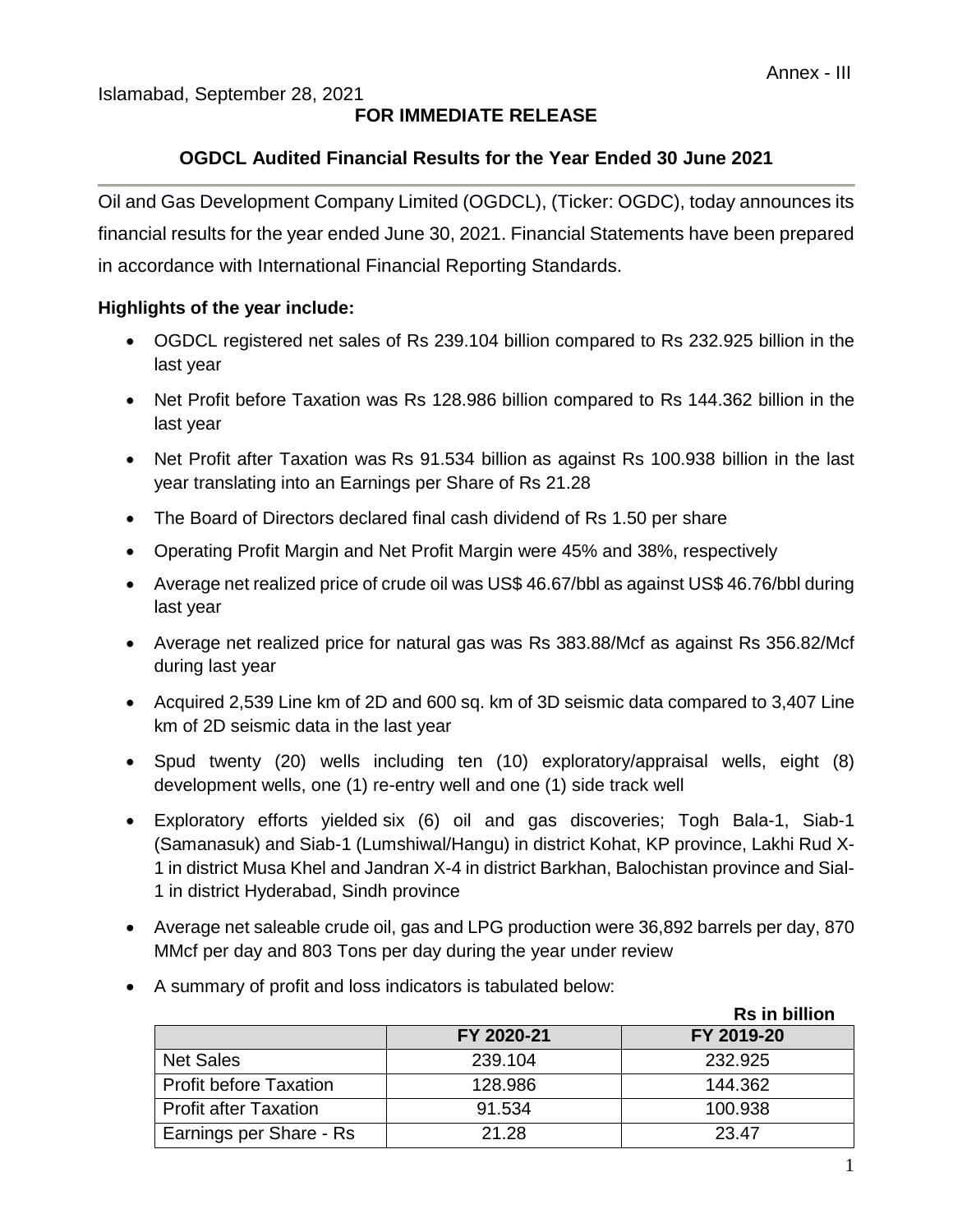Annex - III

Islamabad, September 28, 2021

**FOR IMMEDIATE RELEASE**

## OGDCL Audited Financial Results for the Year Ended 30 June 2021

Oil and Gas Development Company Limited (OGDCL), (Ticker: OGDC), today announces its financial results for the year ended June 30, 2021. Financial Statements have been prepared in accordance with International Financial Reporting Standards.

**Highlights of the year include:**

- OGDCL registered net sales of Rs 239.104 billion compared to Rs 232.925 billion in the last year
- Net Profit before Taxation was Rs 128.986 billion compared to Rs 144.362 billion in the last year
- Net Profit after Taxation was Rs 91.534 billion as against Rs 100.938 billion in the last year translating into an Earnings per Share of Rs 21.28
- The Board of Directors declared final cash dividend of Rs 1.50 per share
- Operating Profit Margin and Net Profit Margin were 45% and 38%, respectively
- Average net realized price of crude oil was US$ 46.67/bbl as against US$ 46.76/bbl during last year
- Average net realized price for natural gas was Rs 383.88/Mcf as against Rs 356.82/Mcf during last year
- Acquired 2,539 Line km of 2D and 600 sq. km of 3D seismic data compared to 3,407 Line km of 2D seismic data in the last year
- Spud twenty (20) wells including ten (10) exploratory/appraisal wells, eight (8) development wells, one (1) re-entry well and one (1) side track well
- Exploratory efforts yielded six (6) oil and gas discoveries; Togh Bala-1, Siab-1 (Samanasuk) and Siab-1 (Lumshiwal/Hangu) in district Kohat, KP province, Lakhi Rud X-1 in district Musa Khel and Jandran X-4 in district Barkhan, Balochistan province and Sial-1 in district Hyderabad, Sindh province
- Average net saleable crude oil, gas and LPG production were 36,892 barrels per day, 870 MMcf per day and 803 Tons per day during the year under review
- A summary of profit and loss indicators is tabulated below:

**Rs in billion**

| | FY 2020-21 | FY 2019-20 |
|---|---|---|
| Net Sales | 239.104 | 232.925 |
| Profit before Taxation | 128.986 | 144.362 |
| Profit after Taxation | 91.534 | 100.938 |
| Earnings per Share - Rs | 21.28 | 23.47 |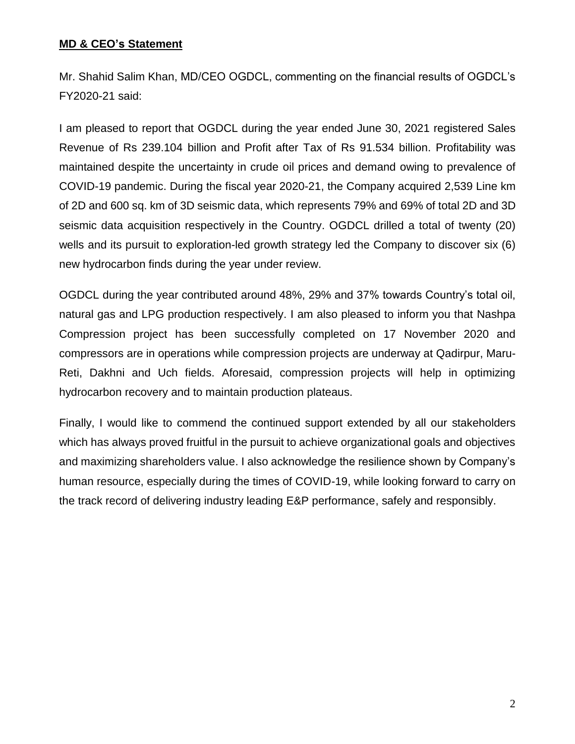**MD & CEO's Statement**

Mr. Shahid Salim Khan, MD/CEO OGDCL, commenting on the financial results of OGDCL's FY2020-21 said:

I am pleased to report that OGDCL during the year ended June 30, 2021 registered Sales Revenue of Rs 239.104 billion and Profit after Tax of Rs 91.534 billion. Profitability was maintained despite the uncertainty in crude oil prices and demand owing to prevalence of COVID-19 pandemic. During the fiscal year 2020-21, the Company acquired 2,539 Line km of 2D and 600 sq. km of 3D seismic data, which represents 79% and 69% of total 2D and 3D seismic data acquisition respectively in the Country. OGDCL drilled a total of twenty (20) wells and its pursuit to exploration-led growth strategy led the Company to discover six (6) new hydrocarbon finds during the year under review.

OGDCL during the year contributed around 48%, 29% and 37% towards Country's total oil, natural gas and LPG production respectively. I am also pleased to inform you that Nashpa Compression project has been successfully completed on 17 November 2020 and compressors are in operations while compression projects are underway at Qadirpur, Maru-Reti, Dakhni and Uch fields. Aforesaid, compression projects will help in optimizing hydrocarbon recovery and to maintain production plateaus.

Finally, I would like to commend the continued support extended by all our stakeholders which has always proved fruitful in the pursuit to achieve organizational goals and objectives and maximizing shareholders value. I also acknowledge the resilience shown by Company's human resource, especially during the times of COVID-19, while looking forward to carry on the track record of delivering industry leading E&P performance, safely and responsibly.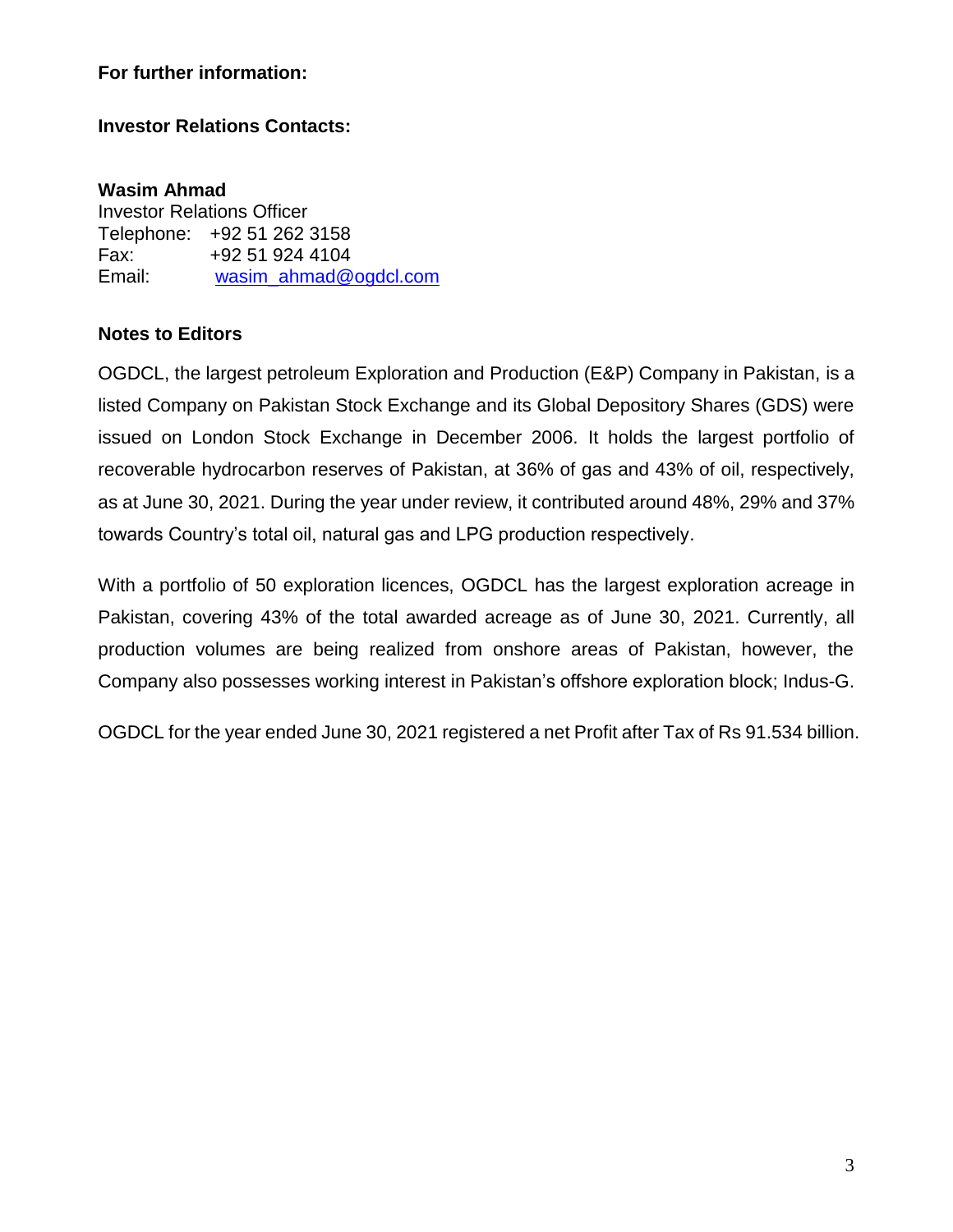**For further information:**

**Investor Relations Contacts:**

**Wasim Ahmad**
Investor Relations Officer
Telephone: +92 51 262 3158
Fax: +92 51 924 4104
Email: wasim_ahmad@ogdcl.com

**Notes to Editors**

OGDCL, the largest petroleum Exploration and Production (E&P) Company in Pakistan, is a listed Company on Pakistan Stock Exchange and its Global Depository Shares (GDS) were issued on London Stock Exchange in December 2006. It holds the largest portfolio of recoverable hydrocarbon reserves of Pakistan, at 36% of gas and 43% of oil, respectively, as at June 30, 2021. During the year under review, it contributed around 48%, 29% and 37% towards Country's total oil, natural gas and LPG production respectively.

With a portfolio of 50 exploration licences, OGDCL has the largest exploration acreage in Pakistan, covering 43% of the total awarded acreage as of June 30, 2021. Currently, all production volumes are being realized from onshore areas of Pakistan, however, the Company also possesses working interest in Pakistan's offshore exploration block; Indus-G.

OGDCL for the year ended June 30, 2021 registered a net Profit after Tax of Rs 91.534 billion.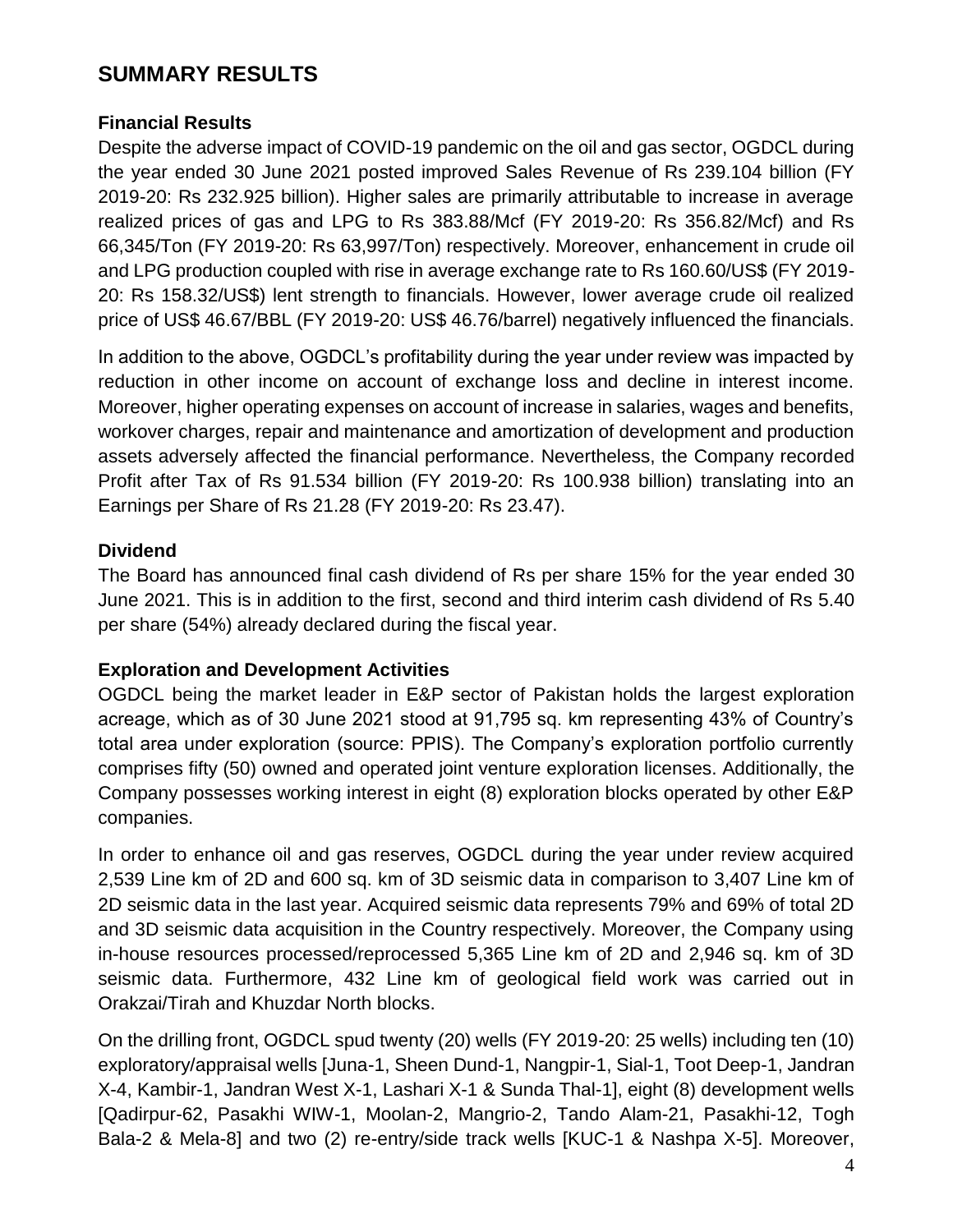## SUMMARY RESULTS

### Financial Results

Despite the adverse impact of COVID-19 pandemic on the oil and gas sector, OGDCL during the year ended 30 June 2021 posted improved Sales Revenue of Rs 239.104 billion (FY 2019-20: Rs 232.925 billion). Higher sales are primarily attributable to increase in average realized prices of gas and LPG to Rs 383.88/Mcf (FY 2019-20: Rs 356.82/Mcf) and Rs 66,345/Ton (FY 2019-20: Rs 63,997/Ton) respectively. Moreover, enhancement in crude oil and LPG production coupled with rise in average exchange rate to Rs 160.60/US$ (FY 2019-20: Rs 158.32/US$) lent strength to financials. However, lower average crude oil realized price of US$ 46.67/BBL (FY 2019-20: US$ 46.76/barrel) negatively influenced the financials.

In addition to the above, OGDCL's profitability during the year under review was impacted by reduction in other income on account of exchange loss and decline in interest income. Moreover, higher operating expenses on account of increase in salaries, wages and benefits, workover charges, repair and maintenance and amortization of development and production assets adversely affected the financial performance. Nevertheless, the Company recorded Profit after Tax of Rs 91.534 billion (FY 2019-20: Rs 100.938 billion) translating into an Earnings per Share of Rs 21.28 (FY 2019-20: Rs 23.47).

### Dividend

The Board has announced final cash dividend of Rs per share 15% for the year ended 30 June 2021. This is in addition to the first, second and third interim cash dividend of Rs 5.40 per share (54%) already declared during the fiscal year.

### Exploration and Development Activities

OGDCL being the market leader in E&P sector of Pakistan holds the largest exploration acreage, which as of 30 June 2021 stood at 91,795 sq. km representing 43% of Country's total area under exploration (source: PPIS). The Company's exploration portfolio currently comprises fifty (50) owned and operated joint venture exploration licenses. Additionally, the Company possesses working interest in eight (8) exploration blocks operated by other E&P companies.

In order to enhance oil and gas reserves, OGDCL during the year under review acquired 2,539 Line km of 2D and 600 sq. km of 3D seismic data in comparison to 3,407 Line km of 2D seismic data in the last year. Acquired seismic data represents 79% and 69% of total 2D and 3D seismic data acquisition in the Country respectively. Moreover, the Company using in-house resources processed/reprocessed 5,365 Line km of 2D and 2,946 sq. km of 3D seismic data. Furthermore, 432 Line km of geological field work was carried out in Orakzai/Tirah and Khuzdar North blocks.

On the drilling front, OGDCL spud twenty (20) wells (FY 2019-20: 25 wells) including ten (10) exploratory/appraisal wells [Juna-1, Sheen Dund-1, Nangpir-1, Sial-1, Toot Deep-1, Jandran X-4, Kambir-1, Jandran West X-1, Lashari X-1 & Sunda Thal-1], eight (8) development wells [Qadirpur-62, Pasakhi WIW-1, Moolan-2, Mangrio-2, Tando Alam-21, Pasakhi-12, Togh Bala-2 & Mela-8] and two (2) re-entry/side track wells [KUC-1 & Nashpa X-5]. Moreover,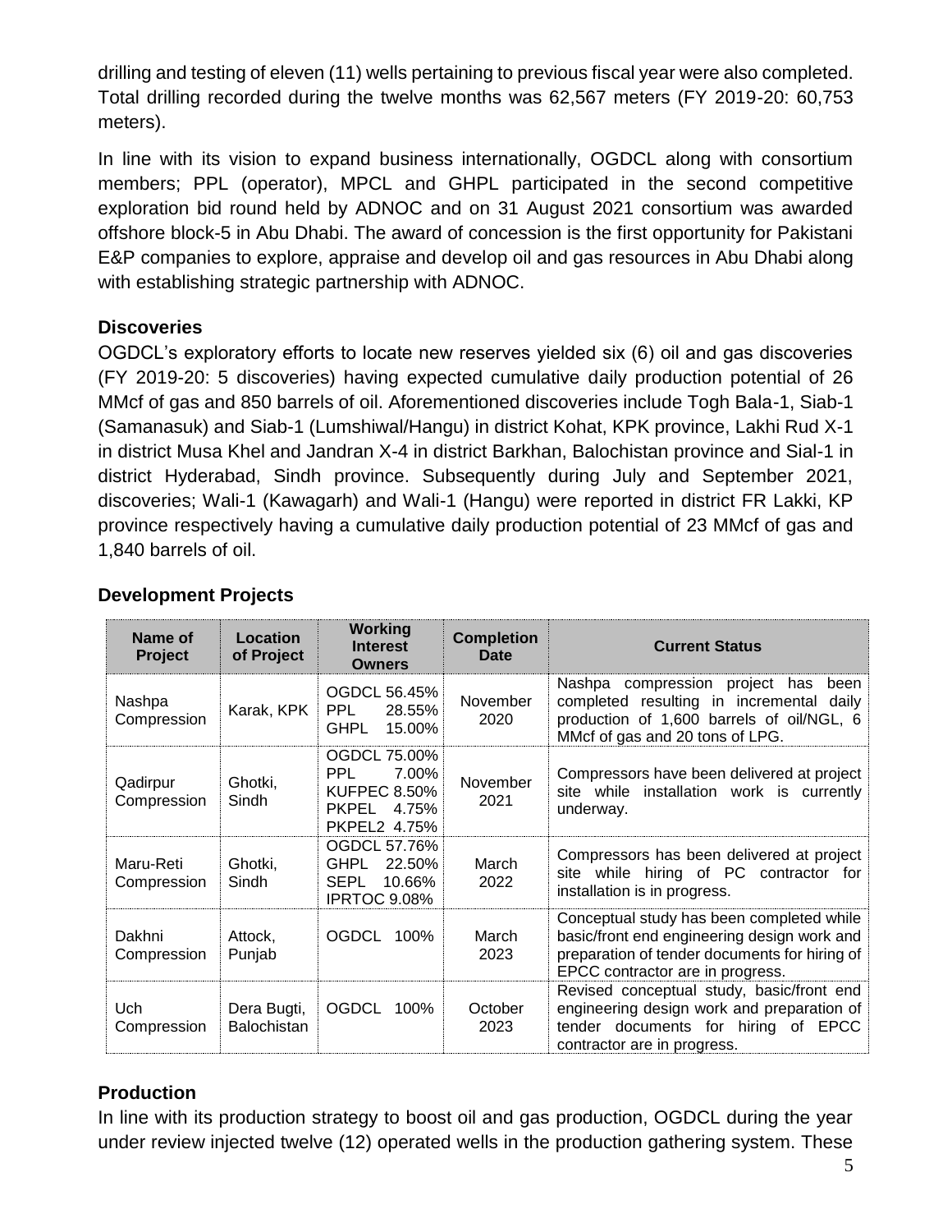drilling and testing of eleven (11) wells pertaining to previous fiscal year were also completed. Total drilling recorded during the twelve months was 62,567 meters (FY 2019-20: 60,753 meters).

In line with its vision to expand business internationally, OGDCL along with consortium members; PPL (operator), MPCL and GHPL participated in the second competitive exploration bid round held by ADNOC and on 31 August 2021 consortium was awarded offshore block-5 in Abu Dhabi. The award of concession is the first opportunity for Pakistani E&P companies to explore, appraise and develop oil and gas resources in Abu Dhabi along with establishing strategic partnership with ADNOC.

## Discoveries

OGDCL's exploratory efforts to locate new reserves yielded six (6) oil and gas discoveries (FY 2019-20: 5 discoveries) having expected cumulative daily production potential of 26 MMcf of gas and 850 barrels of oil. Aforementioned discoveries include Togh Bala-1, Siab-1 (Samanasuk) and Siab-1 (Lumshiwal/Hangu) in district Kohat, KPK province, Lakhi Rud X-1 in district Musa Khel and Jandran X-4 in district Barkhan, Balochistan province and Sial-1 in district Hyderabad, Sindh province. Subsequently during July and September 2021, discoveries; Wali-1 (Kawagarh) and Wali-1 (Hangu) were reported in district FR Lakki, KP province respectively having a cumulative daily production potential of 23 MMcf of gas and 1,840 barrels of oil.

## Development Projects

| Name of Project | Location of Project | Working Interest Owners | Completion Date | Current Status |
|---|---|---|---|---|
| Nashpa Compression | Karak, KPK | OGDCL 56.45%<br>PPL 28.55%<br>GHPL 15.00% | November 2020 | Nashpa compression project has been completed resulting in incremental daily production of 1,600 barrels of oil/NGL, 6 MMcf of gas and 20 tons of LPG. |
| Qadirpur Compression | Ghotki, Sindh | OGDCL 75.00%<br>PPL 7.00%<br>KUFPEC 8.50%<br>PKPEL 4.75%<br>PKPEL2 4.75% | November 2021 | Compressors have been delivered at project site while installation work is currently underway. |
| Maru-Reti Compression | Ghotki, Sindh | OGDCL 57.76%<br>GHPL 22.50%<br>SEPL 10.66%<br>IPRTOC 9.08% | March 2022 | Compressors has been delivered at project site while hiring of PC contractor for installation is in progress. |
| Dakhni Compression | Attock, Punjab | OGDCL 100% | March 2023 | Conceptual study has been completed while basic/front end engineering design work and preparation of tender documents for hiring of EPCC contractor are in progress. |
| Uch Compression | Dera Bugti, Balochistan | OGDCL 100% | October 2023 | Revised conceptual study, basic/front end engineering design work and preparation of tender documents for hiring of EPCC contractor are in progress. |

## Production

In line with its production strategy to boost oil and gas production, OGDCL during the year under review injected twelve (12) operated wells in the production gathering system. These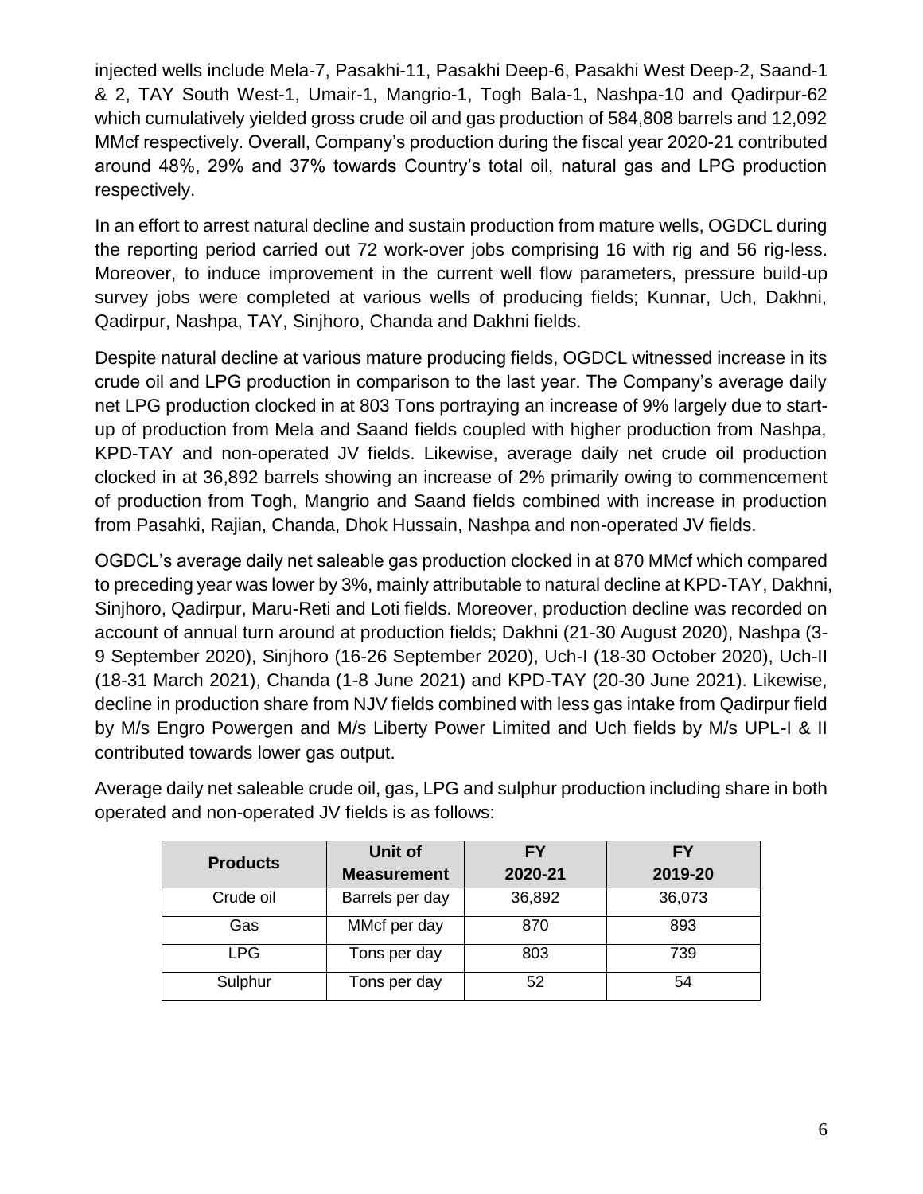injected wells include Mela-7, Pasakhi-11, Pasakhi Deep-6, Pasakhi West Deep-2, Saand-1 & 2, TAY South West-1, Umair-1, Mangrio-1, Togh Bala-1, Nashpa-10 and Qadirpur-62 which cumulatively yielded gross crude oil and gas production of 584,808 barrels and 12,092 MMcf respectively. Overall, Company's production during the fiscal year 2020-21 contributed around 48%, 29% and 37% towards Country's total oil, natural gas and LPG production respectively.

In an effort to arrest natural decline and sustain production from mature wells, OGDCL during the reporting period carried out 72 work-over jobs comprising 16 with rig and 56 rig-less. Moreover, to induce improvement in the current well flow parameters, pressure build-up survey jobs were completed at various wells of producing fields; Kunnar, Uch, Dakhni, Qadirpur, Nashpa, TAY, Sinjhoro, Chanda and Dakhni fields.

Despite natural decline at various mature producing fields, OGDCL witnessed increase in its crude oil and LPG production in comparison to the last year. The Company's average daily net LPG production clocked in at 803 Tons portraying an increase of 9% largely due to start-up of production from Mela and Saand fields coupled with higher production from Nashpa, KPD-TAY and non-operated JV fields. Likewise, average daily net crude oil production clocked in at 36,892 barrels showing an increase of 2% primarily owing to commencement of production from Togh, Mangrio and Saand fields combined with increase in production from Pasahki, Rajian, Chanda, Dhok Hussain, Nashpa and non-operated JV fields.

OGDCL's average daily net saleable gas production clocked in at 870 MMcf which compared to preceding year was lower by 3%, mainly attributable to natural decline at KPD-TAY, Dakhni, Sinjhoro, Qadirpur, Maru-Reti and Loti fields. Moreover, production decline was recorded on account of annual turn around at production fields; Dakhni (21-30 August 2020), Nashpa (3-9 September 2020), Sinjhoro (16-26 September 2020), Uch-I (18-30 October 2020), Uch-II (18-31 March 2021), Chanda (1-8 June 2021) and KPD-TAY (20-30 June 2021). Likewise, decline in production share from NJV fields combined with less gas intake from Qadirpur field by M/s Engro Powergen and M/s Liberty Power Limited and Uch fields by M/s UPL-I & II contributed towards lower gas output.

Average daily net saleable crude oil, gas, LPG and sulphur production including share in both operated and non-operated JV fields is as follows:

| Products | Unit of Measurement | FY 2020-21 | FY 2019-20 |
|---|---|---|---|
| Crude oil | Barrels per day | 36,892 | 36,073 |
| Gas | MMcf per day | 870 | 893 |
| LPG | Tons per day | 803 | 739 |
| Sulphur | Tons per day | 52 | 54 |